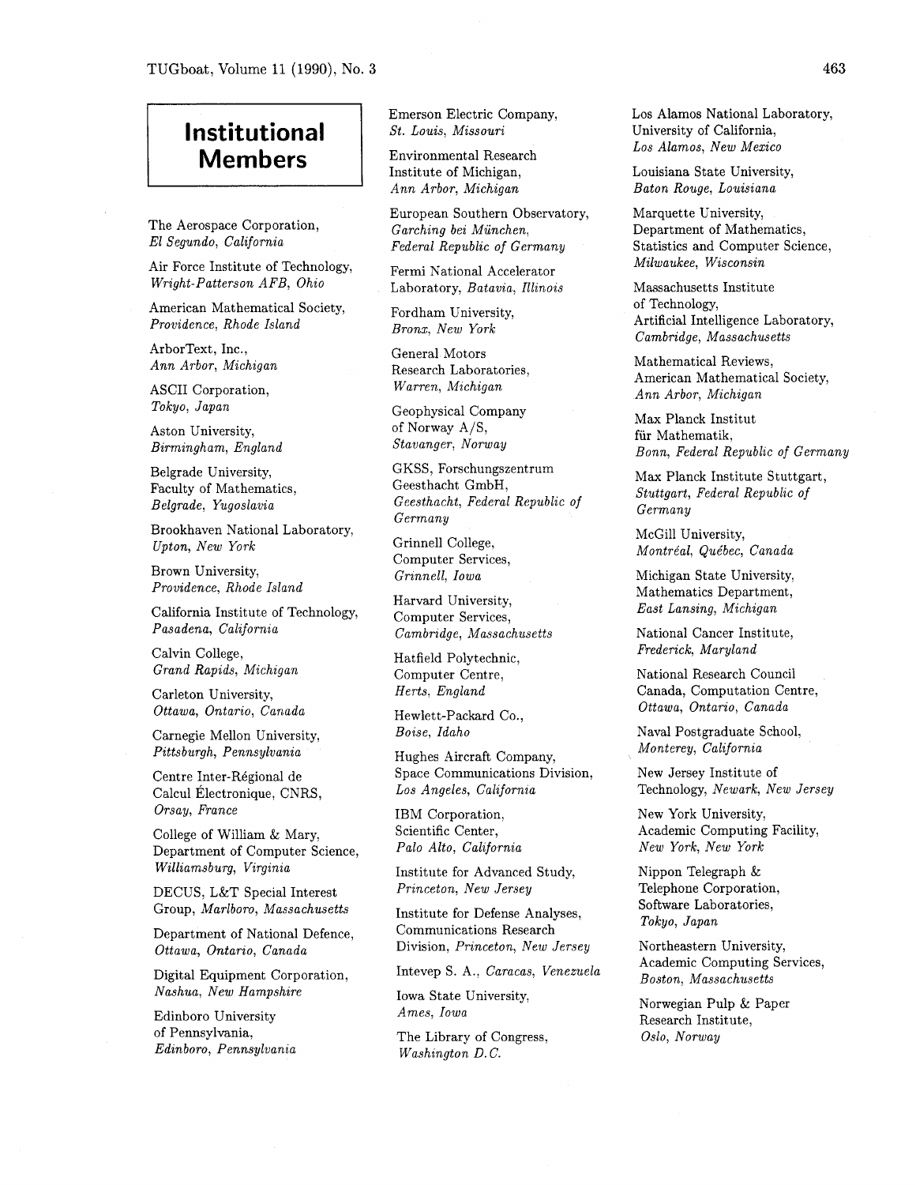# Institutional Members

The Aerospace Corporation, *El Segundo, California*

Air Force Institute of Technology, *Wright-Patterson AFB, Ohio*

American Mathematical Society, *Providence, Rhode Island*

ArborText, Inc., *Ann Arbor, Michigan*

ASCII Corporation, *Tokyo, Japan*

Aston University, *Birmingham, England*

Belgrade University, Faculty of Mathematics, *Belgrade, Yugoslavia*

Brookhaven National Laboratory, *Upton, New York*

Brown University, *Providence, Rhode Island*

California Institute of Technology, *Pasadena, California*

Calvin College, *Grand Rapids, Michigan*

Carleton University, *Ottawa, Ontario, Canada*

Carnegie Mellon University, *Pittsburgh, Pennsylvania*

Centre Inter-Régional de Calcul Électronique, CNRS, *Orsay, France*

College of William & Mary, Department of Computer Science, *Williamsburg, Virginia*

DECUS, L&T Special Interest Group, *Marlboro, Massachusetts*

Department of National Defence, *Ottawa, Ontario, Canada*

Digital Equipment Corporation, *Nashua, New Hampshire*

Edinboro University of Pennsylvania, *Edinboro, Pennsylvania*

Emerson Electric Company, *St. Louis, Missouri*

Environmental Research Institute of Michigan, *Ann Arbor, Michigan*

European Southern Observatory, *Garching bei München, Federal Republic of Germany*

Fermi National Accelerator Laboratory, *Batavia, Illinois*

Fordham University, *Bronx, New York*

General Motors Research Laboratories, *Warren, Michigan*

Geophysical Company of Norway A/S, *Stavanger, Norway*

GKSS, Forschungszentrum Geesthacht GmbH, *Geesthacht, Federal Republic of Germany*

Grinnell College, Computer Services, *Grinnell, Iowa*

Harvard University, Computer Services, *Cambridge, Massachusetts*

Hatfield Polytechnic, Computer Centre, *Herts, England*

Hewlett-Packard Co., *Boise, Idaho*

Hughes Aircraft Company, Space Communications Division, *Los Angeles, California*

IBM Corporation, Scientific Center, *Palo Alto, California*

Institute for Advanced Study, *Princeton, New Jersey*

Institute for Defense Analyses, Communications Research Division, *Princeton, New Jersey*

Intevep S. A., *Caracas, Venezuela*

Iowa State University, *Ames, Iowa*

The Library of Congress, *Washington D.C.*

Los Alamos National Laboratory, University of California, *Los Alamos, New Mexico*

Louisiana State University, *Baton Rouge, Louisiana*

Marquette University, Department of Mathematics, Statistics and Computer Science, *Milwaukee, Wisconsin*

Massachusetts Institute of Technology, Artificial Intelligence Laboratory, *Cambridge, Massachusetts*

Mathematical Reviews, American Mathematical Society, *Ann Arbor, Michigan*

Max Planck Institut für Mathematik, *Bonn, Federal Republic of Germany*

Max Planck Institute Stuttgart, *Stuttgart, Federal Republic of Germany*

McGill University, *Montréal, Québec, Canada*

Michigan State University, Mathematics Department, *East Lansing, Michigan*

National Cancer Institute, *Frederick, Maryland*

National Research Council Canada, Computation Centre, *Ottawa, Ontario, Canada*

Naval Postgraduate School, *Monterey, California*

New Jersey Institute of Technology, *Newark, New Jersey*

New York University, Academic Computing Facility, *New York, New York*

Nippon Telegraph & Telephone Corporation, Software Laboratories, *Tokyo, Japan*

Northeastern University, Academic Computing Services, *Boston, Massachusetts*

Norwegian Pulp & Paper Research Institute, *Oslo, Norway*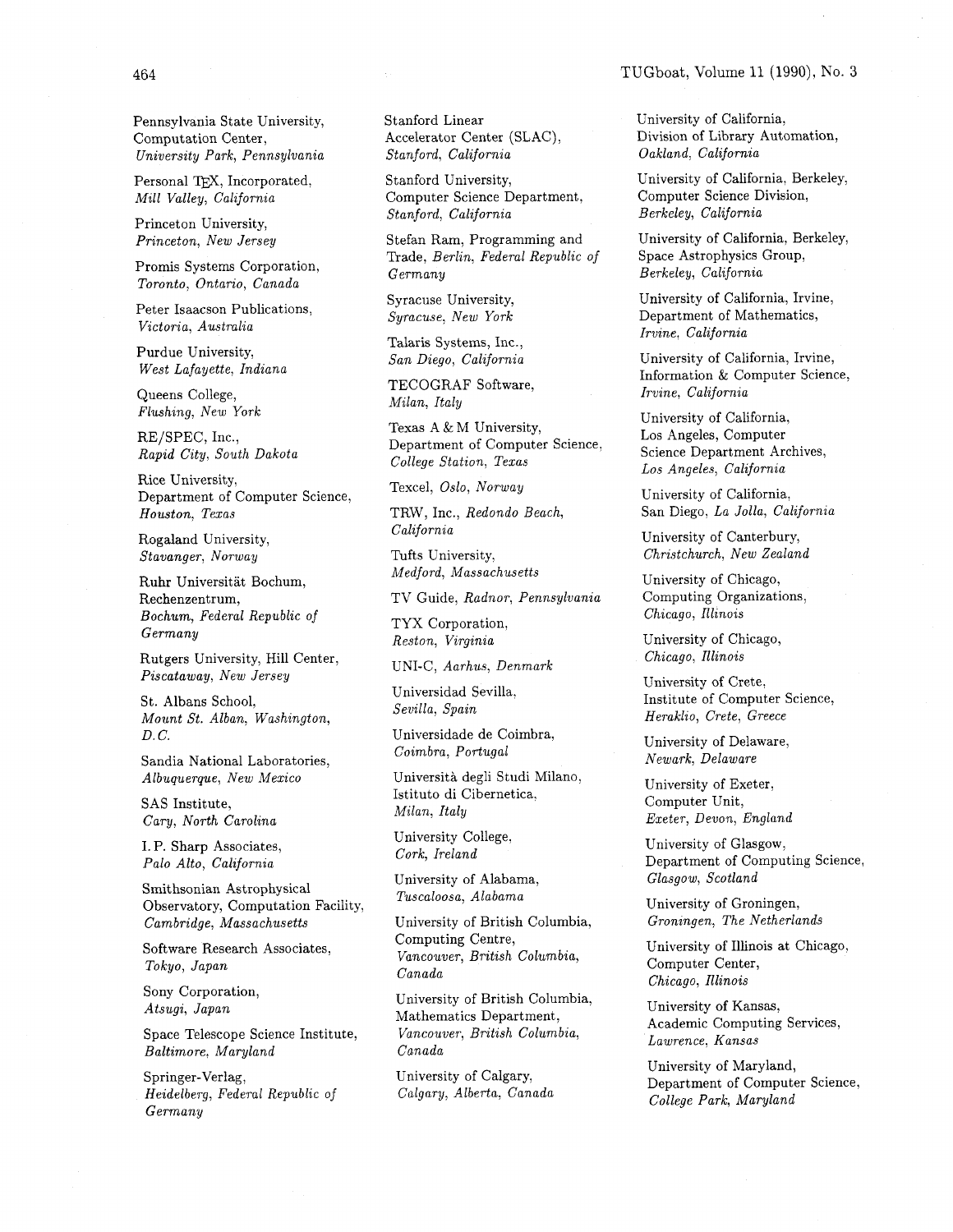Pennsylvania State University,
Computation Center,
*University Park, Pennsylvania*

Personal TEX, Incorporated,
*Mill Valley, California*

Princeton University,
*Princeton, New Jersey*

Promis Systems Corporation,
*Toronto, Ontario, Canada*

Peter Isaacson Publications,
*Victoria, Australia*

Purdue University,
*West Lafayette, Indiana*

Queens College,
*Flushing, New York*

RE/SPEC, Inc.,
*Rapid City, South Dakota*

Rice University,
Department of Computer Science,
*Houston, Texas*

Rogaland University,
*Stavanger, Norway*

Ruhr Universität Bochum,
Rechenzentrum,
*Bochum, Federal Republic of Germany*

Rutgers University, Hill Center,
*Piscataway, New Jersey*

St. Albans School,
*Mount St. Alban, Washington, D.C.*

Sandia National Laboratories,
*Albuquerque, New Mexico*

SAS Institute,
*Cary, North Carolina*

I. P. Sharp Associates,
*Palo Alto, California*

Smithsonian Astrophysical Observatory, Computation Facility,
*Cambridge, Massachusetts*

Software Research Associates,
*Tokyo, Japan*

Sony Corporation,
*Atsugi, Japan*

Space Telescope Science Institute,
*Baltimore, Maryland*

Springer-Verlag,
*Heidelberg, Federal Republic of Germany*

Stanford Linear Accelerator Center (SLAC),
*Stanford, California*

Stanford University,
Computer Science Department,
*Stanford, California*

Stefan Ram, Programming and Trade, *Berlin, Federal Republic of Germany*

Syracuse University,
*Syracuse, New York*

Talaris Systems, Inc.,
*San Diego, California*

TECOGRAF Software,
*Milan, Italy*

Texas A & M University,
Department of Computer Science,
*College Station, Texas*

Texcel, *Oslo, Norway*

TRW, Inc., *Redondo Beach, California*

Tufts University,
*Medford, Massachusetts*

TV Guide, *Radnor, Pennsylvania*

TYX Corporation,
*Reston, Virginia*

UNI-C, *Aarhus, Denmark*

Universidad Sevilla,
*Sevilla, Spain*

Universidade de Coimbra,
*Coimbra, Portugal*

Università degli Studi Milano,
Istituto di Cibernetica,
*Milan, Italy*

University College,
*Cork, Ireland*

University of Alabama,
*Tuscaloosa, Alabama*

University of British Columbia,
Computing Centre,
*Vancouver, British Columbia, Canada*

University of British Columbia,
Mathematics Department,
*Vancouver, British Columbia, Canada*

University of Calgary,
*Calgary, Alberta, Canada*

University of California,
Division of Library Automation,
*Oakland, California*

University of California, Berkeley,
Computer Science Division,
*Berkeley, California*

University of California, Berkeley,
Space Astrophysics Group,
*Berkeley, California*

University of California, Irvine,
Department of Mathematics,
*Irvine, California*

University of California, Irvine,
Information & Computer Science,
*Irvine, California*

University of California,
Los Angeles, Computer Science Department Archives,
*Los Angeles, California*

University of California,
San Diego, *La Jolla, California*

University of Canterbury,
*Christchurch, New Zealand*

University of Chicago,
Computing Organizations,
*Chicago, Illinois*

University of Chicago,
*Chicago, Illinois*

University of Crete,
Institute of Computer Science,
*Heraklio, Crete, Greece*

University of Delaware,
*Newark, Delaware*

University of Exeter,
Computer Unit,
*Exeter, Devon, England*

University of Glasgow,
Department of Computing Science,
*Glasgow, Scotland*

University of Groningen,
*Groningen, The Netherlands*

University of Illinois at Chicago,
Computer Center,
*Chicago, Illinois*

University of Kansas,
Academic Computing Services,
*Lawrence, Kansas*

University of Maryland,
Department of Computer Science,
*College Park, Maryland*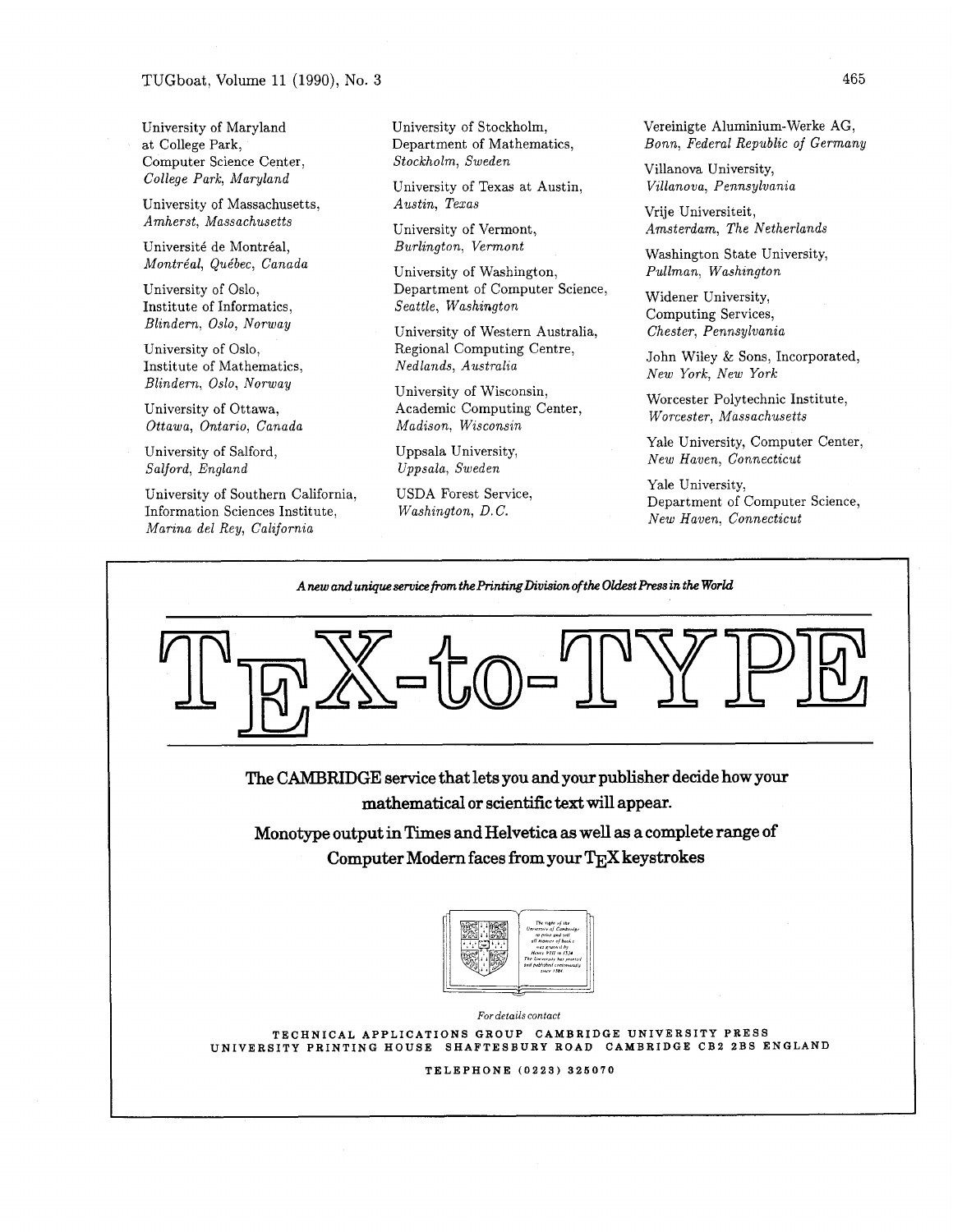University of Maryland
at College Park,
Computer Science Center,
*College Park, Maryland*

University of Massachusetts,
*Amherst, Massachusetts*

Université de Montréal,
*Montréal, Québec, Canada*

University of Oslo,
Institute of Informatics,
*Blindern, Oslo, Norway*

University of Oslo,
Institute of Mathematics,
*Blindern, Oslo, Norway*

University of Ottawa,
*Ottawa, Ontario, Canada*

University of Salford,
*Salford, England*

University of Southern California,
Information Sciences Institute,
*Marina del Rey, California*

University of Stockholm,
Department of Mathematics,
*Stockholm, Sweden*

University of Texas at Austin,
*Austin, Texas*

University of Vermont,
*Burlington, Vermont*

University of Washington,
Department of Computer Science,
*Seattle, Washington*

University of Western Australia,
Regional Computing Centre,
*Nedlands, Australia*

University of Wisconsin,
Academic Computing Center,
*Madison, Wisconsin*

Uppsala University,
*Uppsala, Sweden*

USDA Forest Service,
*Washington, D.C.*

Vereinigte Aluminium-Werke AG,
*Bonn, Federal Republic of Germany*

Villanova University,
*Villanova, Pennsylvania*

Vrije Universiteit,
*Amsterdam, The Netherlands*

Washington State University,
*Pullman, Washington*

Widener University,
Computing Services,
*Chester, Pennsylvania*

John Wiley & Sons, Incorporated,
*New York, New York*

Worcester Polytechnic Institute,
*Worcester, Massachusetts*

Yale University, Computer Center,
*New Haven, Connecticut*

Yale University,
Department of Computer Science,
*New Haven, Connecticut*

---

***A new and unique service from the Printing Division of the Oldest Press in the World***

# TeX-to-TYPE

**The CAMBRIDGE service that lets you and your publisher decide how your mathematical or scientific text will appear.**

**Monotype output in Times and Helvetica as well as a complete range of Computer Modern faces from your TeX keystrokes**

The right of the University of Cambridge to print and sell all manner of books was granted by Henry VIII in 1534. The University has printed and published continuously since 1584.

*For details contact*

TECHNICAL APPLICATIONS GROUP CAMBRIDGE UNIVERSITY PRESS
UNIVERSITY PRINTING HOUSE SHAFTESBURY ROAD CAMBRIDGE CB2 2BS ENGLAND

TELEPHONE (0223) 325070